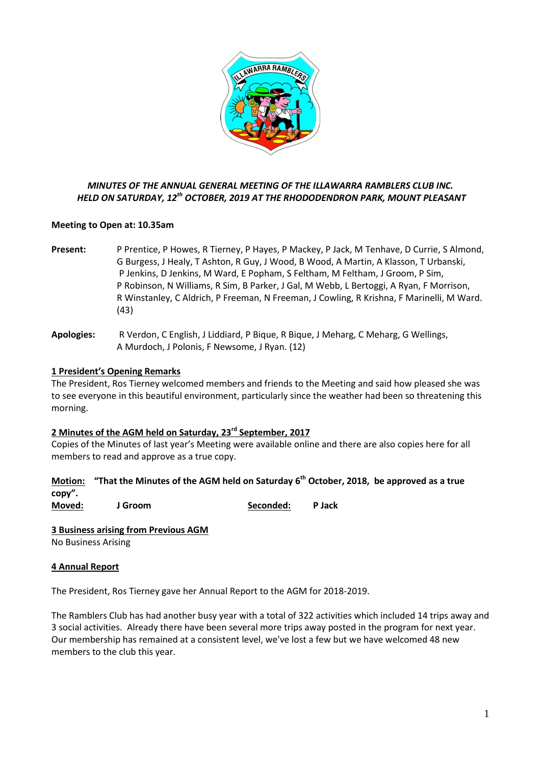***MINUTES OF THE ANNUAL GENERAL MEETING OF THE ILLAWARRA RAMBLERS CLUB INC.***
***HELD ON SATURDAY, 12th OCTOBER, 2019 AT THE RHODODENDRON PARK, MOUNT PLEASANT***

**Meeting to Open at: 10.35am**

**Present:** P Prentice, P Howes, R Tierney, P Hayes, P Mackey, P Jack, M Tenhave, D Currie, S Almond, G Burgess, J Healy, T Ashton, R Guy, J Wood, B Wood, A Martin, A Klasson, T Urbanski, P Jenkins, D Jenkins, M Ward, E Popham, S Feltham, M Feltham, J Groom, P Sim, P Robinson, N Williams, R Sim, B Parker, J Gal, M Webb, L Bertoggi, A Ryan, F Morrison, R Winstanley, C Aldrich, P Freeman, N Freeman, J Cowling, R Krishna, F Marinelli, M Ward. (43)

**Apologies:** R Verdon, C English, J Liddiard, P Bique, R Bique, J Meharg, C Meharg, G Wellings, A Murdoch, J Polonis, F Newsome, J Ryan. (12)

## 1 President's Opening Remarks

The President, Ros Tierney welcomed members and friends to the Meeting and said how pleased she was to see everyone in this beautiful environment, particularly since the weather had been so threatening this morning.

## 2 Minutes of the AGM held on Saturday, 23rd September, 2017

Copies of the Minutes of last year's Meeting were available online and there are also copies here for all members to read and approve as a true copy.

**Motion: "That the Minutes of the AGM held on Saturday 6th October, 2018, be approved as a true copy".**

**Moved:** **J Groom** **Seconded:** **P Jack**

## 3 Business arising from Previous AGM

No Business Arising

## 4 Annual Report

The President, Ros Tierney gave her Annual Report to the AGM for 2018-2019.

The Ramblers Club has had another busy year with a total of 322 activities which included 14 trips away and 3 social activities. Already there have been several more trips away posted in the program for next year. Our membership has remained at a consistent level, we've lost a few but we have welcomed 48 new members to the club this year.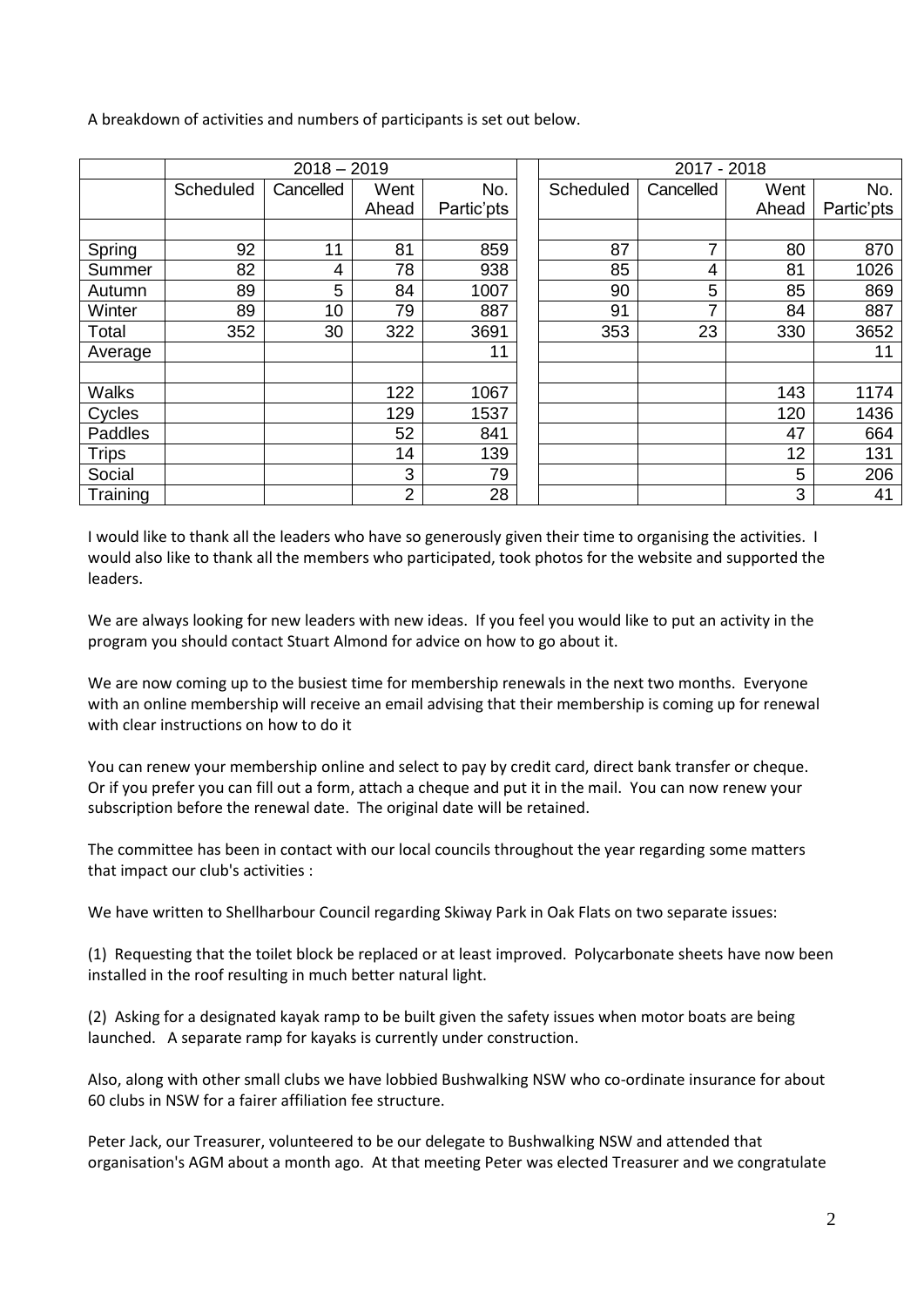A breakdown of activities and numbers of participants is set out below.

| | 2018 – 2019 | | | | | 2017 - 2018 | | | |
|---|---|---|---|---|---|---|---|---|---|
| | Scheduled | Cancelled | Went Ahead | No. Partic'pts | | Scheduled | Cancelled | Went Ahead | No. Partic'pts |
| | | | | | | | | | |
| Spring | 92 | 11 | 81 | 859 | | 87 | 7 | 80 | 870 |
| Summer | 82 | 4 | 78 | 938 | | 85 | 4 | 81 | 1026 |
| Autumn | 89 | 5 | 84 | 1007 | | 90 | 5 | 85 | 869 |
| Winter | 89 | 10 | 79 | 887 | | 91 | 7 | 84 | 887 |
| Total | 352 | 30 | 322 | 3691 | | 353 | 23 | 330 | 3652 |
| Average | | | | 11 | | | | | 11 |
| | | | | | | | | | |
| Walks | | | 122 | 1067 | | | | 143 | 1174 |
| Cycles | | | 129 | 1537 | | | | 120 | 1436 |
| Paddles | | | 52 | 841 | | | | 47 | 664 |
| Trips | | | 14 | 139 | | | | 12 | 131 |
| Social | | | 3 | 79 | | | | 5 | 206 |
| Training | | | 2 | 28 | | | | 3 | 41 |

I would like to thank all the leaders who have so generously given their time to organising the activities. I would also like to thank all the members who participated, took photos for the website and supported the leaders.

We are always looking for new leaders with new ideas. If you feel you would like to put an activity in the program you should contact Stuart Almond for advice on how to go about it.

We are now coming up to the busiest time for membership renewals in the next two months. Everyone with an online membership will receive an email advising that their membership is coming up for renewal with clear instructions on how to do it

You can renew your membership online and select to pay by credit card, direct bank transfer or cheque. Or if you prefer you can fill out a form, attach a cheque and put it in the mail. You can now renew your subscription before the renewal date. The original date will be retained.

The committee has been in contact with our local councils throughout the year regarding some matters that impact our club's activities :

We have written to Shellharbour Council regarding Skiway Park in Oak Flats on two separate issues:

(1) Requesting that the toilet block be replaced or at least improved. Polycarbonate sheets have now been installed in the roof resulting in much better natural light.

(2) Asking for a designated kayak ramp to be built given the safety issues when motor boats are being launched. A separate ramp for kayaks is currently under construction.

Also, along with other small clubs we have lobbied Bushwalking NSW who co-ordinate insurance for about 60 clubs in NSW for a fairer affiliation fee structure.

Peter Jack, our Treasurer, volunteered to be our delegate to Bushwalking NSW and attended that organisation's AGM about a month ago. At that meeting Peter was elected Treasurer and we congratulate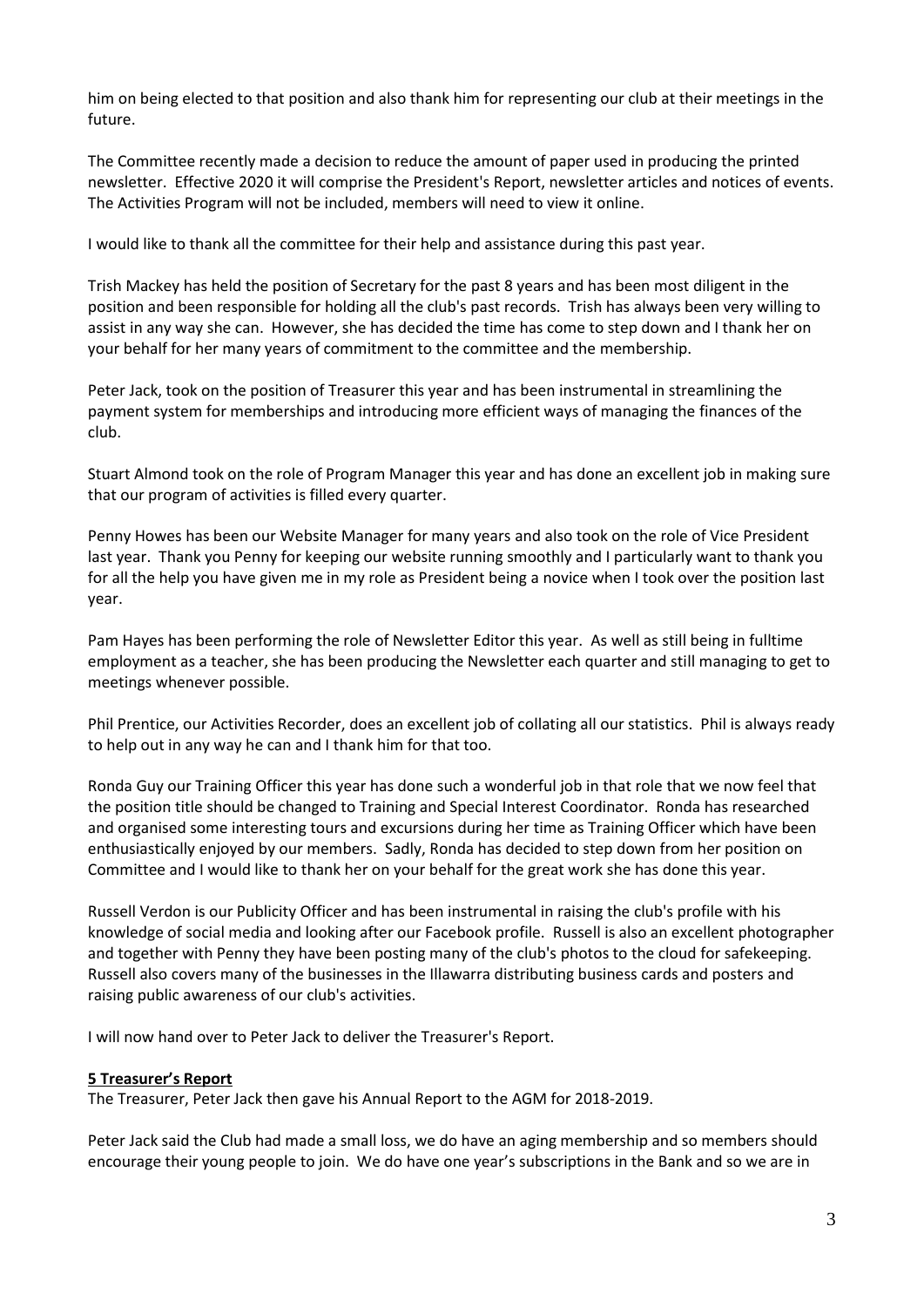him on being elected to that position and also thank him for representing our club at their meetings in the future.

The Committee recently made a decision to reduce the amount of paper used in producing the printed newsletter. Effective 2020 it will comprise the President's Report, newsletter articles and notices of events. The Activities Program will not be included, members will need to view it online.

I would like to thank all the committee for their help and assistance during this past year.

Trish Mackey has held the position of Secretary for the past 8 years and has been most diligent in the position and been responsible for holding all the club's past records. Trish has always been very willing to assist in any way she can. However, she has decided the time has come to step down and I thank her on your behalf for her many years of commitment to the committee and the membership.

Peter Jack, took on the position of Treasurer this year and has been instrumental in streamlining the payment system for memberships and introducing more efficient ways of managing the finances of the club.

Stuart Almond took on the role of Program Manager this year and has done an excellent job in making sure that our program of activities is filled every quarter.

Penny Howes has been our Website Manager for many years and also took on the role of Vice President last year. Thank you Penny for keeping our website running smoothly and I particularly want to thank you for all the help you have given me in my role as President being a novice when I took over the position last year.

Pam Hayes has been performing the role of Newsletter Editor this year. As well as still being in fulltime employment as a teacher, she has been producing the Newsletter each quarter and still managing to get to meetings whenever possible.

Phil Prentice, our Activities Recorder, does an excellent job of collating all our statistics. Phil is always ready to help out in any way he can and I thank him for that too.

Ronda Guy our Training Officer this year has done such a wonderful job in that role that we now feel that the position title should be changed to Training and Special Interest Coordinator. Ronda has researched and organised some interesting tours and excursions during her time as Training Officer which have been enthusiastically enjoyed by our members. Sadly, Ronda has decided to step down from her position on Committee and I would like to thank her on your behalf for the great work she has done this year.

Russell Verdon is our Publicity Officer and has been instrumental in raising the club's profile with his knowledge of social media and looking after our Facebook profile. Russell is also an excellent photographer and together with Penny they have been posting many of the club's photos to the cloud for safekeeping. Russell also covers many of the businesses in the Illawarra distributing business cards and posters and raising public awareness of our club's activities.

I will now hand over to Peter Jack to deliver the Treasurer's Report.

**5 Treasurer's Report**

The Treasurer, Peter Jack then gave his Annual Report to the AGM for 2018-2019.

Peter Jack said the Club had made a small loss, we do have an aging membership and so members should encourage their young people to join. We do have one year's subscriptions in the Bank and so we are in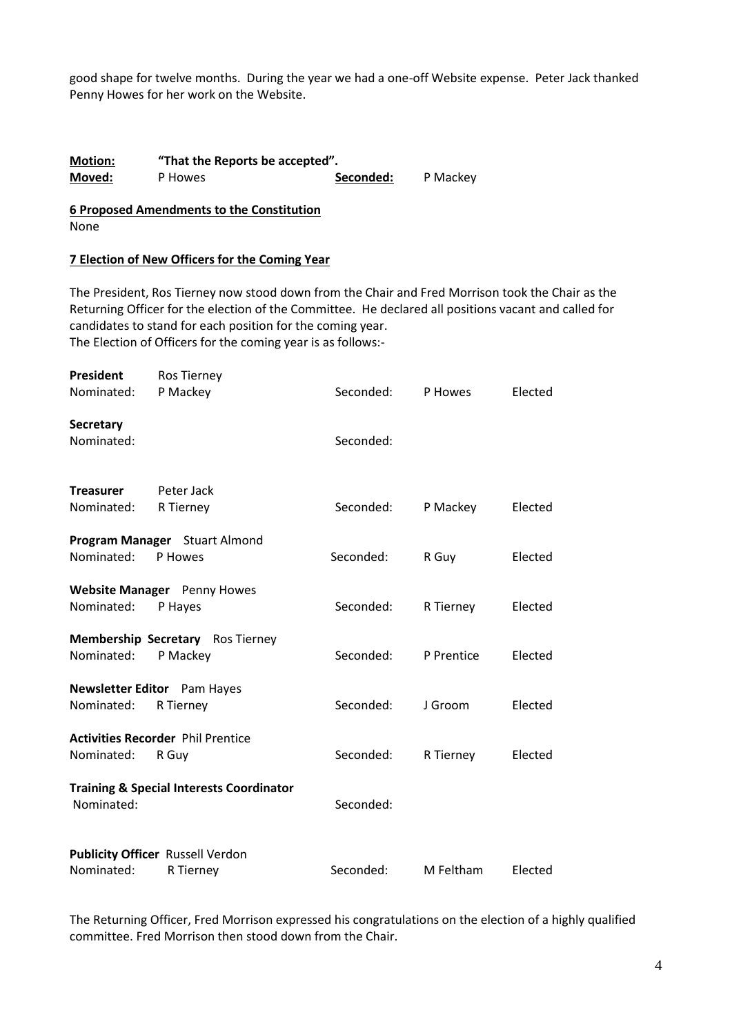good shape for twelve months. During the year we had a one-off Website expense. Peter Jack thanked Penny Howes for her work on the Website.

| | | | |
|---|---|---|---|
| **Motion:** | **"That the Reports be accepted".** | | |
| **Moved:** | P Howes | **Seconded:** | P Mackey |

**6 Proposed Amendments to the Constitution**

None

**7 Election of New Officers for the Coming Year**

The President, Ros Tierney now stood down from the Chair and Fred Morrison took the Chair as the Returning Officer for the election of the Committee. He declared all positions vacant and called for candidates to stand for each position for the coming year.
The Election of Officers for the coming year is as follows:-

| | | | | |
|---|---|---|---|---|
| **President** | Ros Tierney | | | |
| Nominated: | P Mackey | Seconded: | P Howes | Elected |
| **Secretary** | | | | |
| Nominated: | | Seconded: | | |
| **Treasurer** | Peter Jack | | | |
| Nominated: | R Tierney | Seconded: | P Mackey | Elected |
| **Program Manager** | Stuart Almond | | | |
| Nominated: | P Howes | Seconded: | R Guy | Elected |
| **Website Manager** | Penny Howes | | | |
| Nominated: | P Hayes | Seconded: | R Tierney | Elected |
| **Membership Secretary** | Ros Tierney | | | |
| Nominated: | P Mackey | Seconded: | P Prentice | Elected |
| **Newsletter Editor** | Pam Hayes | | | |
| Nominated: | R Tierney | Seconded: | J Groom | Elected |
| **Activities Recorder** | Phil Prentice | | | |
| Nominated: | R Guy | Seconded: | R Tierney | Elected |
| **Training & Special Interests Coordinator** | | | | |
| Nominated: | | Seconded: | | |
| **Publicity Officer** | Russell Verdon | | | |
| Nominated: | R Tierney | Seconded: | M Feltham | Elected |

The Returning Officer, Fred Morrison expressed his congratulations on the election of a highly qualified committee. Fred Morrison then stood down from the Chair.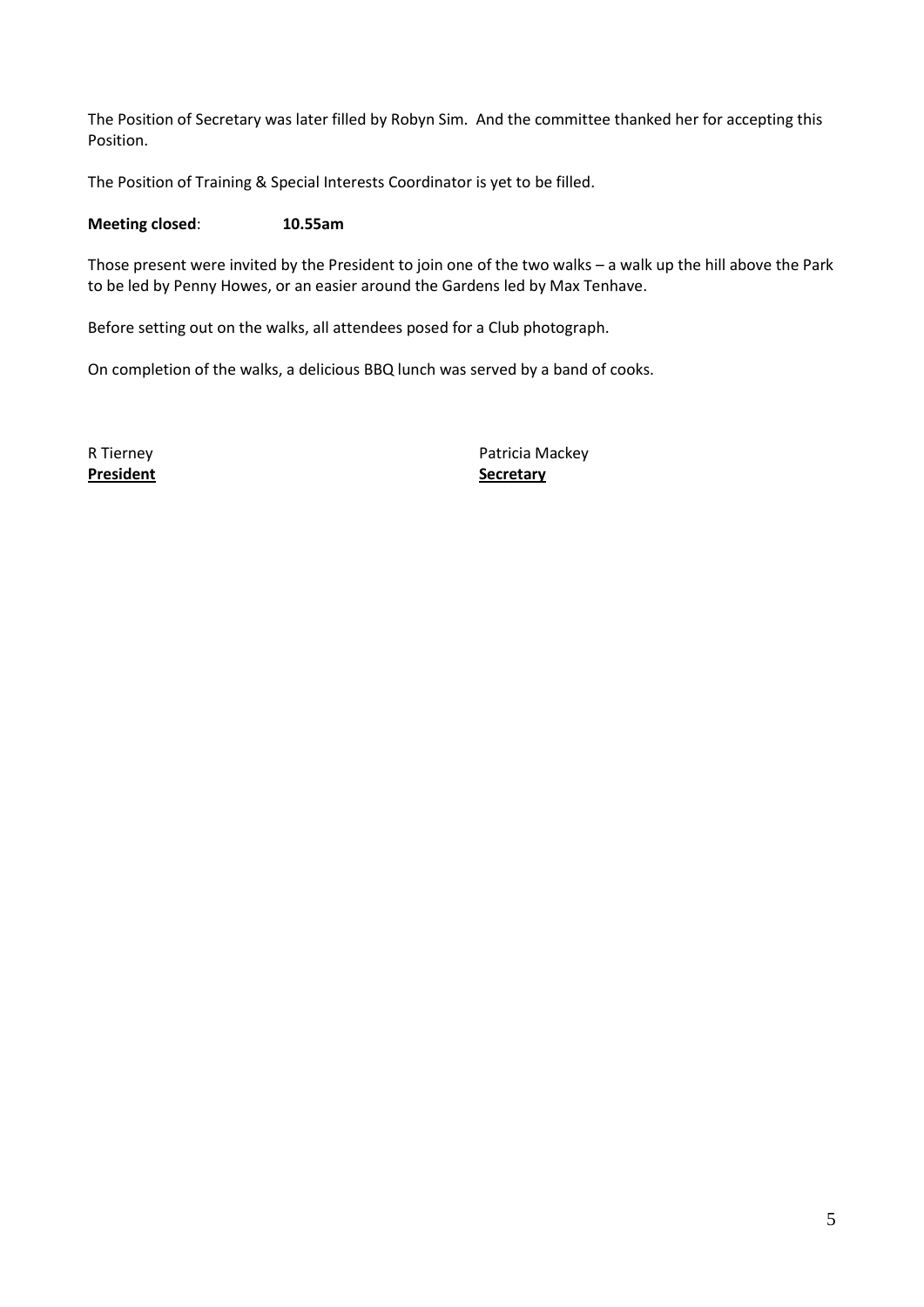The Position of Secretary was later filled by Robyn Sim. And the committee thanked her for accepting this Position.

The Position of Training & Special Interests Coordinator is yet to be filled.

**Meeting closed**: **10.55am**

Those present were invited by the President to join one of the two walks – a walk up the hill above the Park to be led by Penny Howes, or an easier around the Gardens led by Max Tenhave.

Before setting out on the walks, all attendees posed for a Club photograph.

On completion of the walks, a delicious BBQ lunch was served by a band of cooks.

R Tierney
**President**

Patricia Mackey
**Secretary**